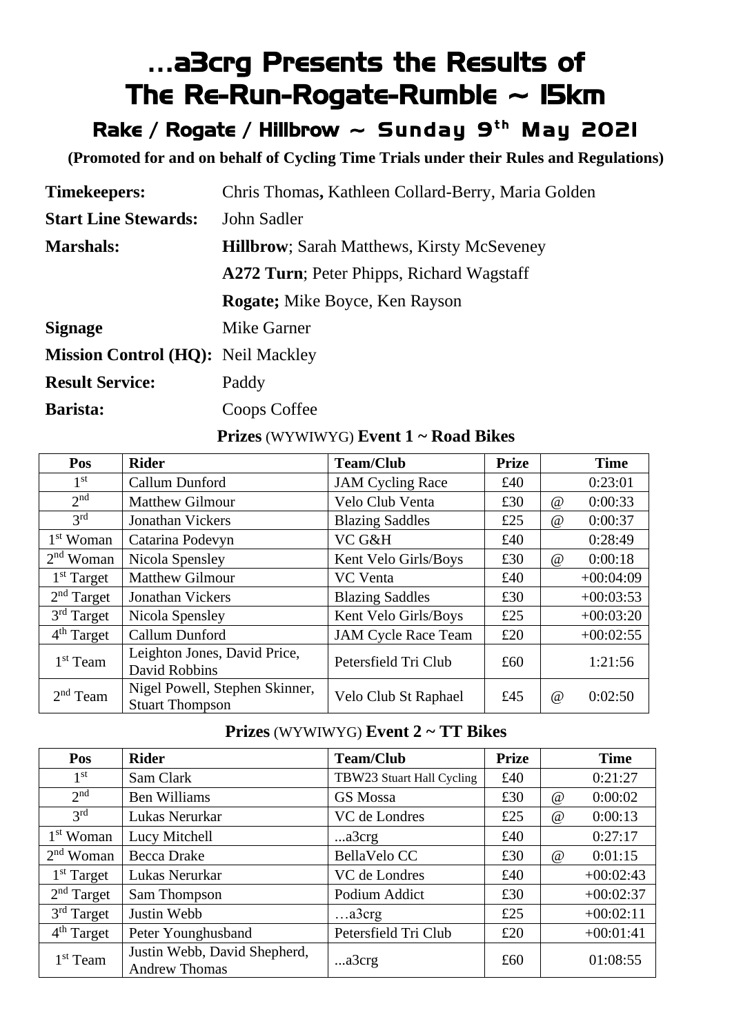# …a3crg Presents the Results of The Re-Run-Rogate-Rumble ~ 15km

## Rake / Rogate / Hillbrow ~ Sunday 9th May 2021

**(Promoted for and on behalf of Cycling Time Trials under their Rules and Regulations)**

| | |
|---|---|
| **Timekeepers:** | Chris Thomas**,** Kathleen Collard-Berry, Maria Golden |
| **Start Line Stewards:** | John Sadler |
| **Marshals:** | **Hillbrow**; Sarah Matthews, Kirsty McSeveney |
| | **A272 Turn**; Peter Phipps, Richard Wagstaff |
| | **Rogate;** Mike Boyce, Ken Rayson |
| **Signage** | Mike Garner |
| **Mission Control (HQ):** | Neil Mackley |
| **Result Service:** | Paddy |
| **Barista:** | Coops Coffee |

### **Prizes** (WYWIWYG) **Event 1 ~ Road Bikes**

| Pos | Rider | Team/Club | Prize | | Time |
|---|---|---|---|---|---|
| 1st | Callum Dunford | JAM Cycling Race | £40 | | 0:23:01 |
| 2nd | Matthew Gilmour | Velo Club Venta | £30 | @ | 0:00:33 |
| 3rd | Jonathan Vickers | Blazing Saddles | £25 | @ | 0:00:37 |
| 1st Woman | Catarina Podevyn | VC G&H | £40 | | 0:28:49 |
| 2nd Woman | Nicola Spensley | Kent Velo Girls/Boys | £30 | @ | 0:00:18 |
| 1st Target | Matthew Gilmour | VC Venta | £40 | | +00:04:09 |
| 2nd Target | Jonathan Vickers | Blazing Saddles | £30 | | +00:03:53 |
| 3rd Target | Nicola Spensley | Kent Velo Girls/Boys | £25 | | +00:03:20 |
| 4th Target | Callum Dunford | JAM Cycle Race Team | £20 | | +00:02:55 |
| 1st Team | Leighton Jones, David Price, David Robbins | Petersfield Tri Club | £60 | | 1:21:56 |
| 2nd Team | Nigel Powell, Stephen Skinner, Stuart Thompson | Velo Club St Raphael | £45 | @ | 0:02:50 |

### **Prizes** (WYWIWYG) **Event 2 ~ TT Bikes**

| Pos | Rider | Team/Club | Prize | | Time |
|---|---|---|---|---|---|
| 1st | Sam Clark | TBW23 Stuart Hall Cycling | £40 | | 0:21:27 |
| 2nd | Ben Williams | GS Mossa | £30 | @ | 0:00:02 |
| 3rd | Lukas Nerurkar | VC de Londres | £25 | @ | 0:00:13 |
| 1st Woman | Lucy Mitchell | ...a3crg | £40 | | 0:27:17 |
| 2nd Woman | Becca Drake | BellaVelo CC | £30 | @ | 0:01:15 |
| 1st Target | Lukas Nerurkar | VC de Londres | £40 | | +00:02:43 |
| 2nd Target | Sam Thompson | Podium Addict | £30 | | +00:02:37 |
| 3rd Target | Justin Webb | …a3crg | £25 | | +00:02:11 |
| 4th Target | Peter Younghusband | Petersfield Tri Club | £20 | | +00:01:41 |
| 1st Team | Justin Webb, David Shepherd, Andrew Thomas | ...a3crg | £60 | | 01:08:55 |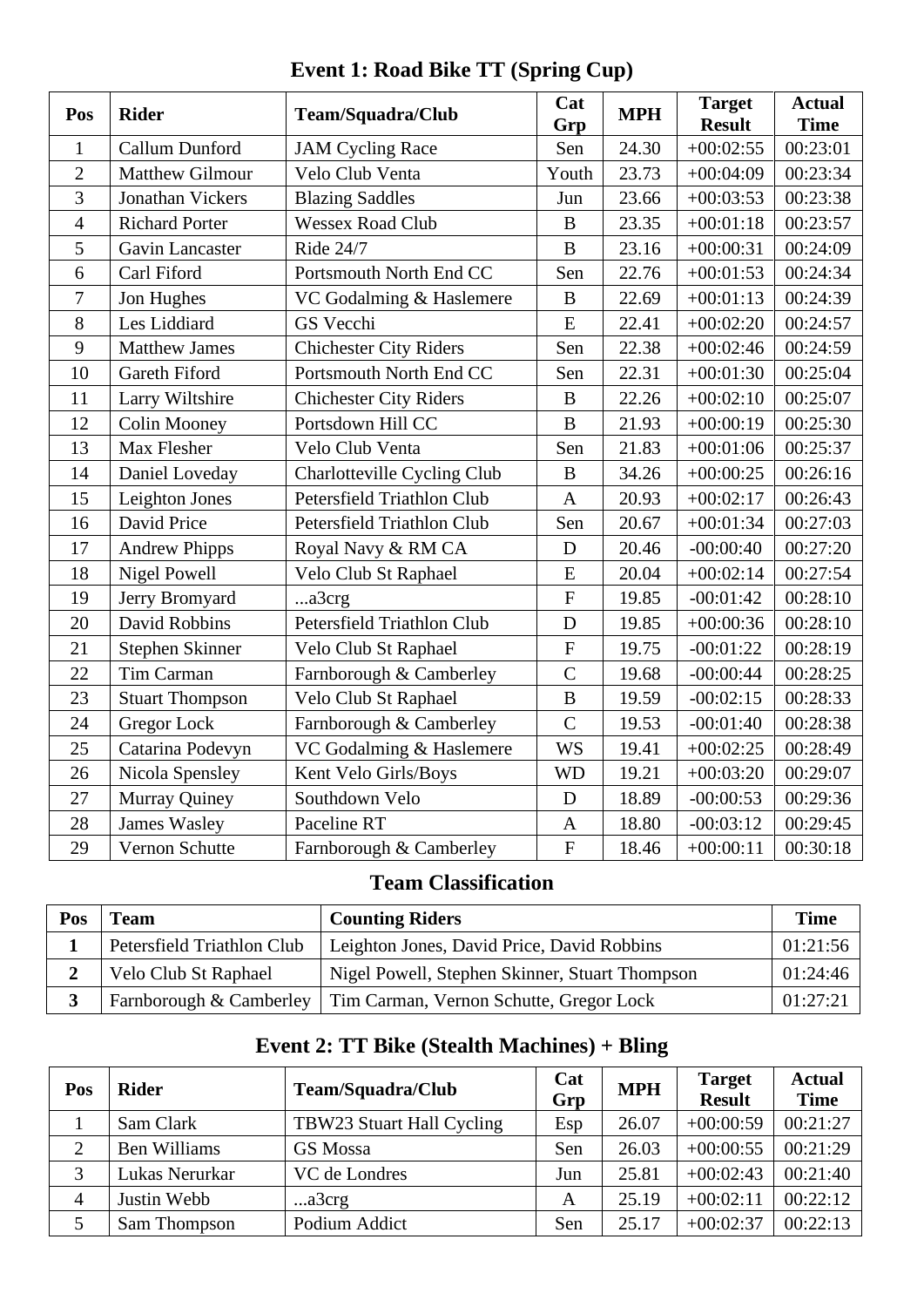## Event 1: Road Bike TT (Spring Cup)

| Pos | Rider | Team/Squadra/Club | Cat Grp | MPH | Target Result | Actual Time |
|---|---|---|---|---|---|---|
| 1 | Callum Dunford | JAM Cycling Race | Sen | 24.30 | +00:02:55 | 00:23:01 |
| 2 | Matthew Gilmour | Velo Club Venta | Youth | 23.73 | +00:04:09 | 00:23:34 |
| 3 | Jonathan Vickers | Blazing Saddles | Jun | 23.66 | +00:03:53 | 00:23:38 |
| 4 | Richard Porter | Wessex Road Club | B | 23.35 | +00:01:18 | 00:23:57 |
| 5 | Gavin Lancaster | Ride 24/7 | B | 23.16 | +00:00:31 | 00:24:09 |
| 6 | Carl Fiford | Portsmouth North End CC | Sen | 22.76 | +00:01:53 | 00:24:34 |
| 7 | Jon Hughes | VC Godalming & Haslemere | B | 22.69 | +00:01:13 | 00:24:39 |
| 8 | Les Liddiard | GS Vecchi | E | 22.41 | +00:02:20 | 00:24:57 |
| 9 | Matthew James | Chichester City Riders | Sen | 22.38 | +00:02:46 | 00:24:59 |
| 10 | Gareth Fiford | Portsmouth North End CC | Sen | 22.31 | +00:01:30 | 00:25:04 |
| 11 | Larry Wiltshire | Chichester City Riders | B | 22.26 | +00:02:10 | 00:25:07 |
| 12 | Colin Mooney | Portsdown Hill CC | B | 21.93 | +00:00:19 | 00:25:30 |
| 13 | Max Flesher | Velo Club Venta | Sen | 21.83 | +00:01:06 | 00:25:37 |
| 14 | Daniel Loveday | Charlotteville Cycling Club | B | 34.26 | +00:00:25 | 00:26:16 |
| 15 | Leighton Jones | Petersfield Triathlon Club | A | 20.93 | +00:02:17 | 00:26:43 |
| 16 | David Price | Petersfield Triathlon Club | Sen | 20.67 | +00:01:34 | 00:27:03 |
| 17 | Andrew Phipps | Royal Navy & RM CA | D | 20.46 | -00:00:40 | 00:27:20 |
| 18 | Nigel Powell | Velo Club St Raphael | E | 20.04 | +00:02:14 | 00:27:54 |
| 19 | Jerry Bromyard | ...a3crg | F | 19.85 | -00:01:42 | 00:28:10 |
| 20 | David Robbins | Petersfield Triathlon Club | D | 19.85 | +00:00:36 | 00:28:10 |
| 21 | Stephen Skinner | Velo Club St Raphael | F | 19.75 | -00:01:22 | 00:28:19 |
| 22 | Tim Carman | Farnborough & Camberley | C | 19.68 | -00:00:44 | 00:28:25 |
| 23 | Stuart Thompson | Velo Club St Raphael | B | 19.59 | -00:02:15 | 00:28:33 |
| 24 | Gregor Lock | Farnborough & Camberley | C | 19.53 | -00:01:40 | 00:28:38 |
| 25 | Catarina Podevyn | VC Godalming & Haslemere | WS | 19.41 | +00:02:25 | 00:28:49 |
| 26 | Nicola Spensley | Kent Velo Girls/Boys | WD | 19.21 | +00:03:20 | 00:29:07 |
| 27 | Murray Quiney | Southdown Velo | D | 18.89 | -00:00:53 | 00:29:36 |
| 28 | James Wasley | Paceline RT | A | 18.80 | -00:03:12 | 00:29:45 |
| 29 | Vernon Schutte | Farnborough & Camberley | F | 18.46 | +00:00:11 | 00:30:18 |

## Team Classification

| Pos | Team | Counting Riders | Time |
|---|---|---|---|
| **1** | Petersfield Triathlon Club | Leighton Jones, David Price, David Robbins | 01:21:56 |
| **2** | Velo Club St Raphael | Nigel Powell, Stephen Skinner, Stuart Thompson | 01:24:46 |
| **3** | Farnborough & Camberley | Tim Carman, Vernon Schutte, Gregor Lock | 01:27:21 |

## Event 2: TT Bike (Stealth Machines) + Bling

| Pos | Rider | Team/Squadra/Club | Cat Grp | MPH | Target Result | Actual Time |
|---|---|---|---|---|---|---|
| 1 | Sam Clark | TBW23 Stuart Hall Cycling | Esp | 26.07 | +00:00:59 | 00:21:27 |
| 2 | Ben Williams | GS Mossa | Sen | 26.03 | +00:00:55 | 00:21:29 |
| 3 | Lukas Nerurkar | VC de Londres | Jun | 25.81 | +00:02:43 | 00:21:40 |
| 4 | Justin Webb | ...a3crg | A | 25.19 | +00:02:11 | 00:22:12 |
| 5 | Sam Thompson | Podium Addict | Sen | 25.17 | +00:02:37 | 00:22:13 |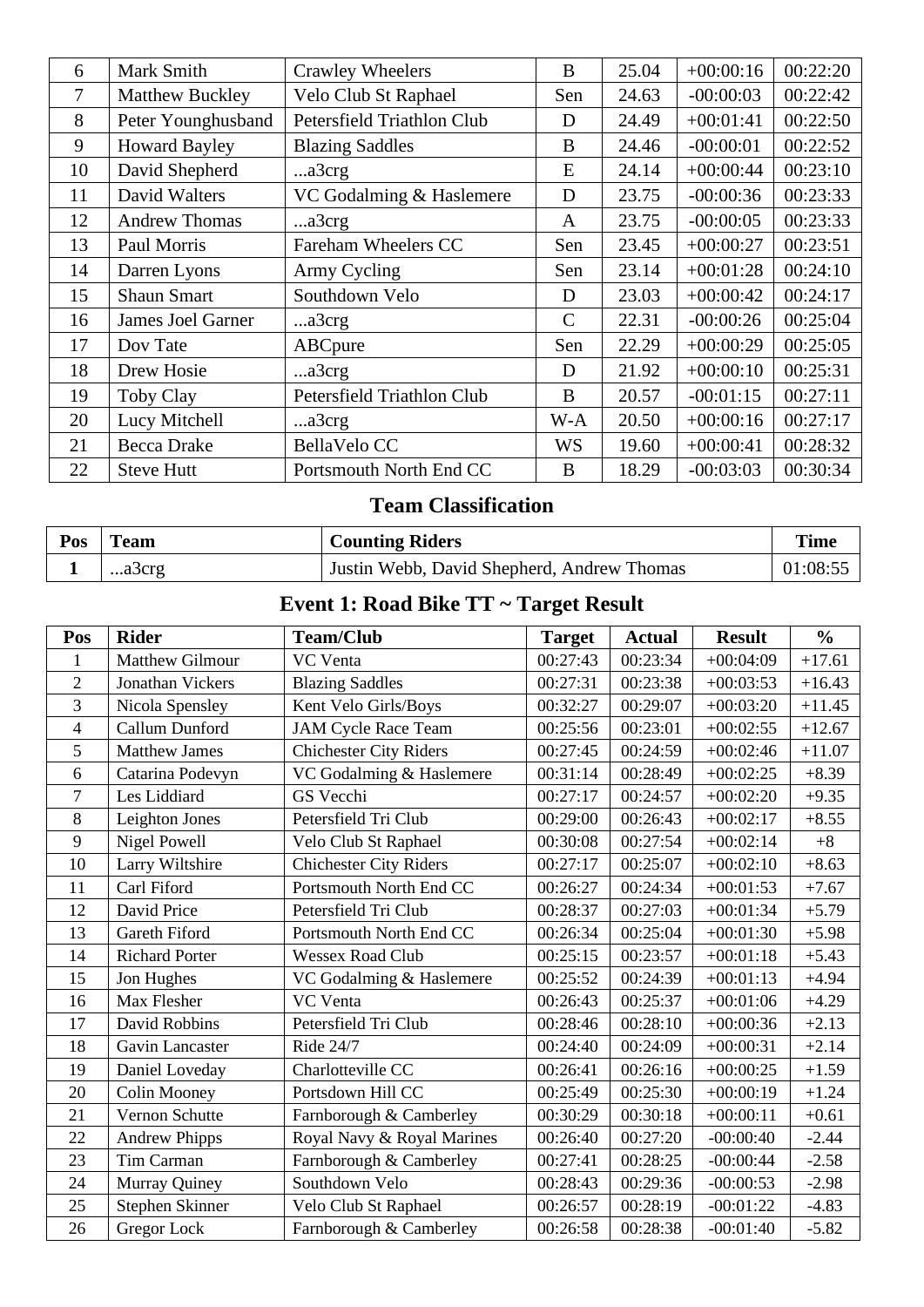| 6 | Mark Smith | Crawley Wheelers | B | 25.04 | +00:00:16 | 00:22:20 |
|---|---|---|---|---|---|---|
| 7 | Matthew Buckley | Velo Club St Raphael | Sen | 24.63 | -00:00:03 | 00:22:42 |
| 8 | Peter Younghusband | Petersfield Triathlon Club | D | 24.49 | +00:01:41 | 00:22:50 |
| 9 | Howard Bayley | Blazing Saddles | B | 24.46 | -00:00:01 | 00:22:52 |
| 10 | David Shepherd | ...a3crg | E | 24.14 | +00:00:44 | 00:23:10 |
| 11 | David Walters | VC Godalming & Haslemere | D | 23.75 | -00:00:36 | 00:23:33 |
| 12 | Andrew Thomas | ...a3crg | A | 23.75 | -00:00:05 | 00:23:33 |
| 13 | Paul Morris | Fareham Wheelers CC | Sen | 23.45 | +00:00:27 | 00:23:51 |
| 14 | Darren Lyons | Army Cycling | Sen | 23.14 | +00:01:28 | 00:24:10 |
| 15 | Shaun Smart | Southdown Velo | D | 23.03 | +00:00:42 | 00:24:17 |
| 16 | James Joel Garner | ...a3crg | C | 22.31 | -00:00:26 | 00:25:04 |
| 17 | Dov Tate | ABCpure | Sen | 22.29 | +00:00:29 | 00:25:05 |
| 18 | Drew Hosie | ...a3crg | D | 21.92 | +00:00:10 | 00:25:31 |
| 19 | Toby Clay | Petersfield Triathlon Club | B | 20.57 | -00:01:15 | 00:27:11 |
| 20 | Lucy Mitchell | ...a3crg | W-A | 20.50 | +00:00:16 | 00:27:17 |
| 21 | Becca Drake | BellaVelo CC | WS | 19.60 | +00:00:41 | 00:28:32 |
| 22 | Steve Hutt | Portsmouth North End CC | B | 18.29 | -00:03:03 | 00:30:34 |

## Team Classification

| Pos | Team | Counting Riders | Time |
|---|---|---|---|
| 1 | ...a3crg | Justin Webb, David Shepherd, Andrew Thomas | 01:08:55 |

## Event 1: Road Bike TT ~ Target Result

| Pos | Rider | Team/Club | Target | Actual | Result | % |
|---|---|---|---|---|---|---|
| 1 | Matthew Gilmour | VC Venta | 00:27:43 | 00:23:34 | +00:04:09 | +17.61 |
| 2 | Jonathan Vickers | Blazing Saddles | 00:27:31 | 00:23:38 | +00:03:53 | +16.43 |
| 3 | Nicola Spensley | Kent Velo Girls/Boys | 00:32:27 | 00:29:07 | +00:03:20 | +11.45 |
| 4 | Callum Dunford | JAM Cycle Race Team | 00:25:56 | 00:23:01 | +00:02:55 | +12.67 |
| 5 | Matthew James | Chichester City Riders | 00:27:45 | 00:24:59 | +00:02:46 | +11.07 |
| 6 | Catarina Podevyn | VC Godalming & Haslemere | 00:31:14 | 00:28:49 | +00:02:25 | +8.39 |
| 7 | Les Liddiard | GS Vecchi | 00:27:17 | 00:24:57 | +00:02:20 | +9.35 |
| 8 | Leighton Jones | Petersfield Tri Club | 00:29:00 | 00:26:43 | +00:02:17 | +8.55 |
| 9 | Nigel Powell | Velo Club St Raphael | 00:30:08 | 00:27:54 | +00:02:14 | +8 |
| 10 | Larry Wiltshire | Chichester City Riders | 00:27:17 | 00:25:07 | +00:02:10 | +8.63 |
| 11 | Carl Fiford | Portsmouth North End CC | 00:26:27 | 00:24:34 | +00:01:53 | +7.67 |
| 12 | David Price | Petersfield Tri Club | 00:28:37 | 00:27:03 | +00:01:34 | +5.79 |
| 13 | Gareth Fiford | Portsmouth North End CC | 00:26:34 | 00:25:04 | +00:01:30 | +5.98 |
| 14 | Richard Porter | Wessex Road Club | 00:25:15 | 00:23:57 | +00:01:18 | +5.43 |
| 15 | Jon Hughes | VC Godalming & Haslemere | 00:25:52 | 00:24:39 | +00:01:13 | +4.94 |
| 16 | Max Flesher | VC Venta | 00:26:43 | 00:25:37 | +00:01:06 | +4.29 |
| 17 | David Robbins | Petersfield Tri Club | 00:28:46 | 00:28:10 | +00:00:36 | +2.13 |
| 18 | Gavin Lancaster | Ride 24/7 | 00:24:40 | 00:24:09 | +00:00:31 | +2.14 |
| 19 | Daniel Loveday | Charlotteville CC | 00:26:41 | 00:26:16 | +00:00:25 | +1.59 |
| 20 | Colin Mooney | Portsdown Hill CC | 00:25:49 | 00:25:30 | +00:00:19 | +1.24 |
| 21 | Vernon Schutte | Farnborough & Camberley | 00:30:29 | 00:30:18 | +00:00:11 | +0.61 |
| 22 | Andrew Phipps | Royal Navy & Royal Marines | 00:26:40 | 00:27:20 | -00:00:40 | -2.44 |
| 23 | Tim Carman | Farnborough & Camberley | 00:27:41 | 00:28:25 | -00:00:44 | -2.58 |
| 24 | Murray Quiney | Southdown Velo | 00:28:43 | 00:29:36 | -00:00:53 | -2.98 |
| 25 | Stephen Skinner | Velo Club St Raphael | 00:26:57 | 00:28:19 | -00:01:22 | -4.83 |
| 26 | Gregor Lock | Farnborough & Camberley | 00:26:58 | 00:28:38 | -00:01:40 | -5.82 |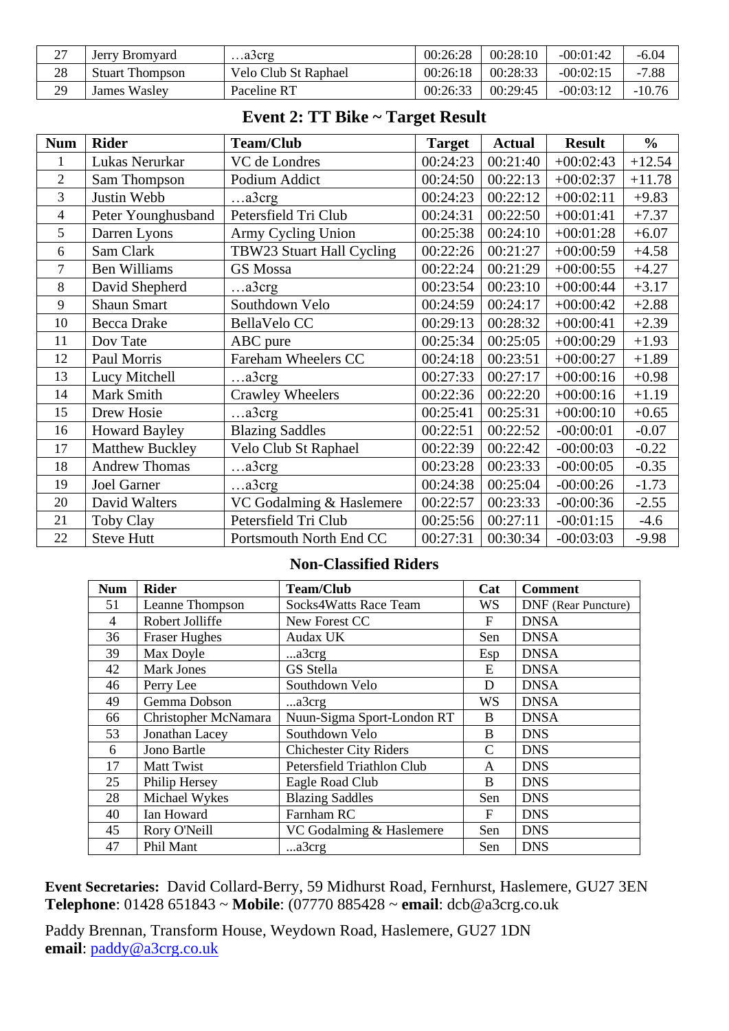| | | | | | | |
|---|---|---|---|---|---|---|
| 27 | Jerry Bromyard | …a3crg | 00:26:28 | 00:28:10 | -00:01:42 | -6.04 |
| 28 | Stuart Thompson | Velo Club St Raphael | 00:26:18 | 00:28:33 | -00:02:15 | -7.88 |
| 29 | James Wasley | Paceline RT | 00:26:33 | 00:29:45 | -00:03:12 | -10.76 |

## Event 2: TT Bike ~ Target Result

| Num | Rider | Team/Club | Target | Actual | Result | % |
|---|---|---|---|---|---|---|
| 1 | Lukas Nerurkar | VC de Londres | 00:24:23 | 00:21:40 | +00:02:43 | +12.54 |
| 2 | Sam Thompson | Podium Addict | 00:24:50 | 00:22:13 | +00:02:37 | +11.78 |
| 3 | Justin Webb | …a3crg | 00:24:23 | 00:22:12 | +00:02:11 | +9.83 |
| 4 | Peter Younghusband | Petersfield Tri Club | 00:24:31 | 00:22:50 | +00:01:41 | +7.37 |
| 5 | Darren Lyons | Army Cycling Union | 00:25:38 | 00:24:10 | +00:01:28 | +6.07 |
| 6 | Sam Clark | TBW23 Stuart Hall Cycling | 00:22:26 | 00:21:27 | +00:00:59 | +4.58 |
| 7 | Ben Williams | GS Mossa | 00:22:24 | 00:21:29 | +00:00:55 | +4.27 |
| 8 | David Shepherd | …a3crg | 00:23:54 | 00:23:10 | +00:00:44 | +3.17 |
| 9 | Shaun Smart | Southdown Velo | 00:24:59 | 00:24:17 | +00:00:42 | +2.88 |
| 10 | Becca Drake | BellaVelo CC | 00:29:13 | 00:28:32 | +00:00:41 | +2.39 |
| 11 | Dov Tate | ABC pure | 00:25:34 | 00:25:05 | +00:00:29 | +1.93 |
| 12 | Paul Morris | Fareham Wheelers CC | 00:24:18 | 00:23:51 | +00:00:27 | +1.89 |
| 13 | Lucy Mitchell | …a3crg | 00:27:33 | 00:27:17 | +00:00:16 | +0.98 |
| 14 | Mark Smith | Crawley Wheelers | 00:22:36 | 00:22:20 | +00:00:16 | +1.19 |
| 15 | Drew Hosie | …a3crg | 00:25:41 | 00:25:31 | +00:00:10 | +0.65 |
| 16 | Howard Bayley | Blazing Saddles | 00:22:51 | 00:22:52 | -00:00:01 | -0.07 |
| 17 | Matthew Buckley | Velo Club St Raphael | 00:22:39 | 00:22:42 | -00:00:03 | -0.22 |
| 18 | Andrew Thomas | …a3crg | 00:23:28 | 00:23:33 | -00:00:05 | -0.35 |
| 19 | Joel Garner | …a3crg | 00:24:38 | 00:25:04 | -00:00:26 | -1.73 |
| 20 | David Walters | VC Godalming & Haslemere | 00:22:57 | 00:23:33 | -00:00:36 | -2.55 |
| 21 | Toby Clay | Petersfield Tri Club | 00:25:56 | 00:27:11 | -00:01:15 | -4.6 |
| 22 | Steve Hutt | Portsmouth North End CC | 00:27:31 | 00:30:34 | -00:03:03 | -9.98 |

### Non-Classified Riders

| Num | Rider | Team/Club | Cat | Comment |
|---|---|---|---|---|
| 51 | Leanne Thompson | Socks4Watts Race Team | WS | DNF (Rear Puncture) |
| 4 | Robert Jolliffe | New Forest CC | F | DNSA |
| 36 | Fraser Hughes | Audax UK | Sen | DNSA |
| 39 | Max Doyle | ...a3crg | Esp | DNSA |
| 42 | Mark Jones | GS Stella | E | DNSA |
| 46 | Perry Lee | Southdown Velo | D | DNSA |
| 49 | Gemma Dobson | ...a3crg | WS | DNSA |
| 66 | Christopher McNamara | Nuun-Sigma Sport-London RT | B | DNSA |
| 53 | Jonathan Lacey | Southdown Velo | B | DNS |
| 6 | Jono Bartle | Chichester City Riders | C | DNS |
| 17 | Matt Twist | Petersfield Triathlon Club | A | DNS |
| 25 | Philip Hersey | Eagle Road Club | B | DNS |
| 28 | Michael Wykes | Blazing Saddles | Sen | DNS |
| 40 | Ian Howard | Farnham RC | F | DNS |
| 45 | Rory O'Neill | VC Godalming & Haslemere | Sen | DNS |
| 47 | Phil Mant | ...a3crg | Sen | DNS |

**Event Secretaries:** David Collard-Berry, 59 Midhurst Road, Fernhurst, Haslemere, GU27 3EN
**Telephone**: 01428 651843 ~ **Mobile**: (07770 885428 ~ **email**: dcb@a3crg.co.uk

Paddy Brennan, Transform House, Weydown Road, Haslemere, GU27 1DN
**email**: paddy@a3crg.co.uk